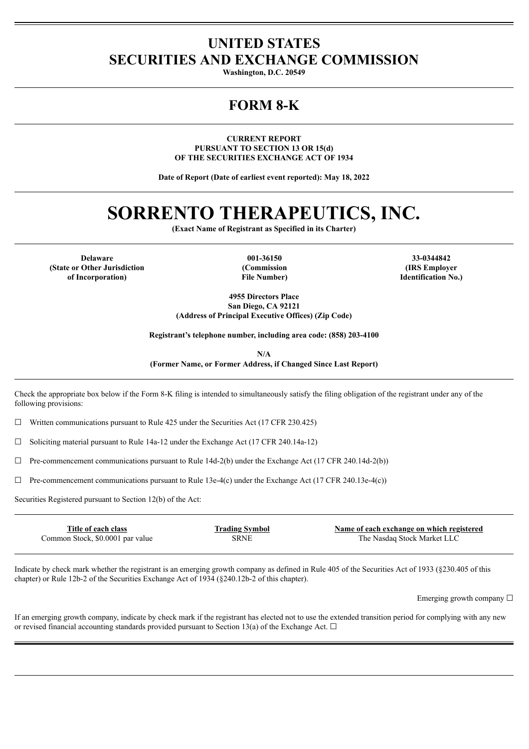# UNITED STATES
# SECURITIES AND EXCHANGE COMMISSION

**Washington, D.C. 20549**

# FORM 8-K

**CURRENT REPORT**
**PURSUANT TO SECTION 13 OR 15(d)**
**OF THE SECURITIES EXCHANGE ACT OF 1934**

**Date of Report (Date of earliest event reported): May 18, 2022**

# SORRENTO THERAPEUTICS, INC.

**(Exact Name of Registrant as Specified in its Charter)**

| **Delaware** | **001-36150** | **33-0344842** |
|---|---|---|
| **(State or Other Jurisdiction of Incorporation)** | **(Commission File Number)** | **(IRS Employer Identification No.)** |

**4955 Directors Place**
**San Diego, CA 92121**
**(Address of Principal Executive Offices) (Zip Code)**

**Registrant's telephone number, including area code: (858) 203-4100**

**N/A**
**(Former Name, or Former Address, if Changed Since Last Report)**

Check the appropriate box below if the Form 8-K filing is intended to simultaneously satisfy the filing obligation of the registrant under any of the following provisions:

☐ Written communications pursuant to Rule 425 under the Securities Act (17 CFR 230.425)

☐ Soliciting material pursuant to Rule 14a-12 under the Exchange Act (17 CFR 240.14a-12)

☐ Pre-commencement communications pursuant to Rule 14d-2(b) under the Exchange Act (17 CFR 240.14d-2(b))

☐ Pre-commencement communications pursuant to Rule 13e-4(c) under the Exchange Act (17 CFR 240.13e-4(c))

Securities Registered pursuant to Section 12(b) of the Act:

| Title of each class | Trading Symbol | Name of each exchange on which registered |
|---|---|---|
| Common Stock, $0.0001 par value | SRNE | The Nasdaq Stock Market LLC |

Indicate by check mark whether the registrant is an emerging growth company as defined in Rule 405 of the Securities Act of 1933 (§230.405 of this chapter) or Rule 12b-2 of the Securities Exchange Act of 1934 (§240.12b-2 of this chapter).

Emerging growth company ☐

If an emerging growth company, indicate by check mark if the registrant has elected not to use the extended transition period for complying with any new or revised financial accounting standards provided pursuant to Section 13(a) of the Exchange Act. ☐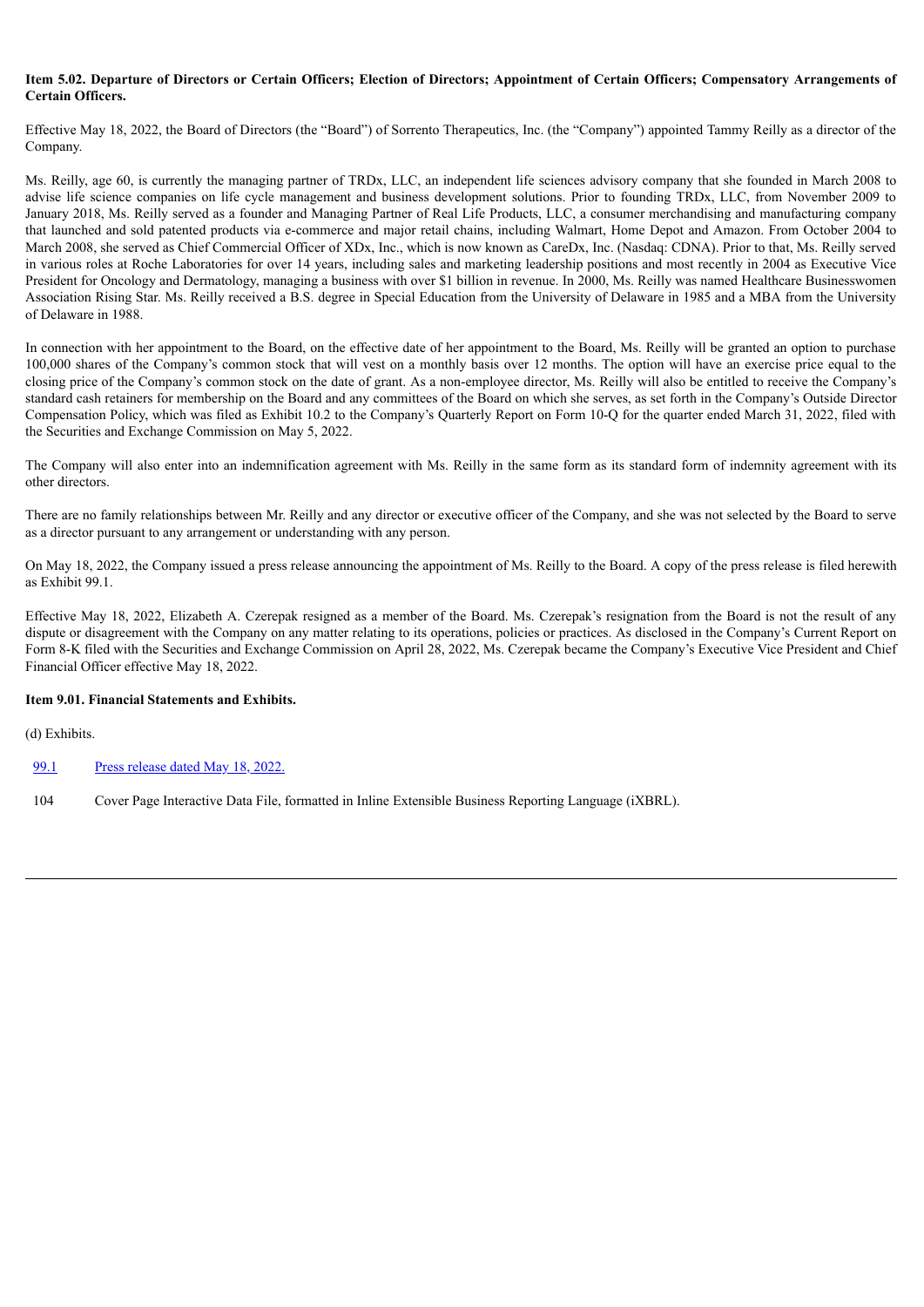**Item 5.02. Departure of Directors or Certain Officers; Election of Directors; Appointment of Certain Officers; Compensatory Arrangements of Certain Officers.**

Effective May 18, 2022, the Board of Directors (the "Board") of Sorrento Therapeutics, Inc. (the "Company") appointed Tammy Reilly as a director of the Company.

Ms. Reilly, age 60, is currently the managing partner of TRDx, LLC, an independent life sciences advisory company that she founded in March 2008 to advise life science companies on life cycle management and business development solutions. Prior to founding TRDx, LLC, from November 2009 to January 2018, Ms. Reilly served as a founder and Managing Partner of Real Life Products, LLC, a consumer merchandising and manufacturing company that launched and sold patented products via e-commerce and major retail chains, including Walmart, Home Depot and Amazon. From October 2004 to March 2008, she served as Chief Commercial Officer of XDx, Inc., which is now known as CareDx, Inc. (Nasdaq: CDNA). Prior to that, Ms. Reilly served in various roles at Roche Laboratories for over 14 years, including sales and marketing leadership positions and most recently in 2004 as Executive Vice President for Oncology and Dermatology, managing a business with over $1 billion in revenue. In 2000, Ms. Reilly was named Healthcare Businesswomen Association Rising Star. Ms. Reilly received a B.S. degree in Special Education from the University of Delaware in 1985 and a MBA from the University of Delaware in 1988.

In connection with her appointment to the Board, on the effective date of her appointment to the Board, Ms. Reilly will be granted an option to purchase 100,000 shares of the Company's common stock that will vest on a monthly basis over 12 months. The option will have an exercise price equal to the closing price of the Company's common stock on the date of grant. As a non-employee director, Ms. Reilly will also be entitled to receive the Company's standard cash retainers for membership on the Board and any committees of the Board on which she serves, as set forth in the Company's Outside Director Compensation Policy, which was filed as Exhibit 10.2 to the Company's Quarterly Report on Form 10-Q for the quarter ended March 31, 2022, filed with the Securities and Exchange Commission on May 5, 2022.

The Company will also enter into an indemnification agreement with Ms. Reilly in the same form as its standard form of indemnity agreement with its other directors.

There are no family relationships between Mr. Reilly and any director or executive officer of the Company, and she was not selected by the Board to serve as a director pursuant to any arrangement or understanding with any person.

On May 18, 2022, the Company issued a press release announcing the appointment of Ms. Reilly to the Board. A copy of the press release is filed herewith as Exhibit 99.1.

Effective May 18, 2022, Elizabeth A. Czerepak resigned as a member of the Board. Ms. Czerepak's resignation from the Board is not the result of any dispute or disagreement with the Company on any matter relating to its operations, policies or practices. As disclosed in the Company's Current Report on Form 8-K filed with the Securities and Exchange Commission on April 28, 2022, Ms. Czerepak became the Company's Executive Vice President and Chief Financial Officer effective May 18, 2022.

**Item 9.01. Financial Statements and Exhibits.**

(d) Exhibits.

| | |
|---|---|
| 99.1 | Press release dated May 18, 2022. |
| 104 | Cover Page Interactive Data File, formatted in Inline Extensible Business Reporting Language (iXBRL). |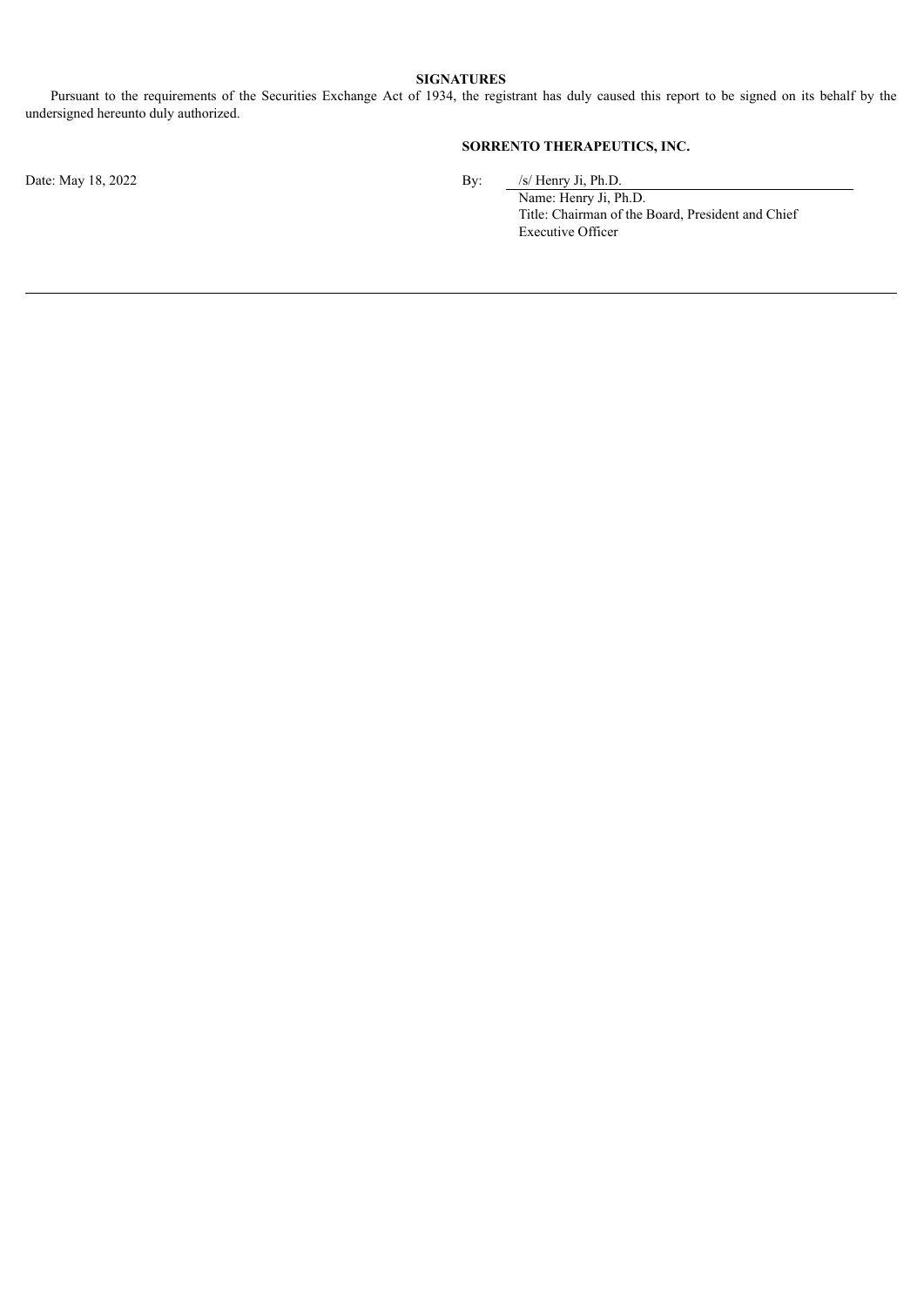**SIGNATURES**

Pursuant to the requirements of the Securities Exchange Act of 1934, the registrant has duly caused this report to be signed on its behalf by the undersigned hereunto duly authorized.

**SORRENTO THERAPEUTICS, INC.**

Date: May 18, 2022

By: /s/ Henry Ji, Ph.D.
Name: Henry Ji, Ph.D.
Title: Chairman of the Board, President and Chief Executive Officer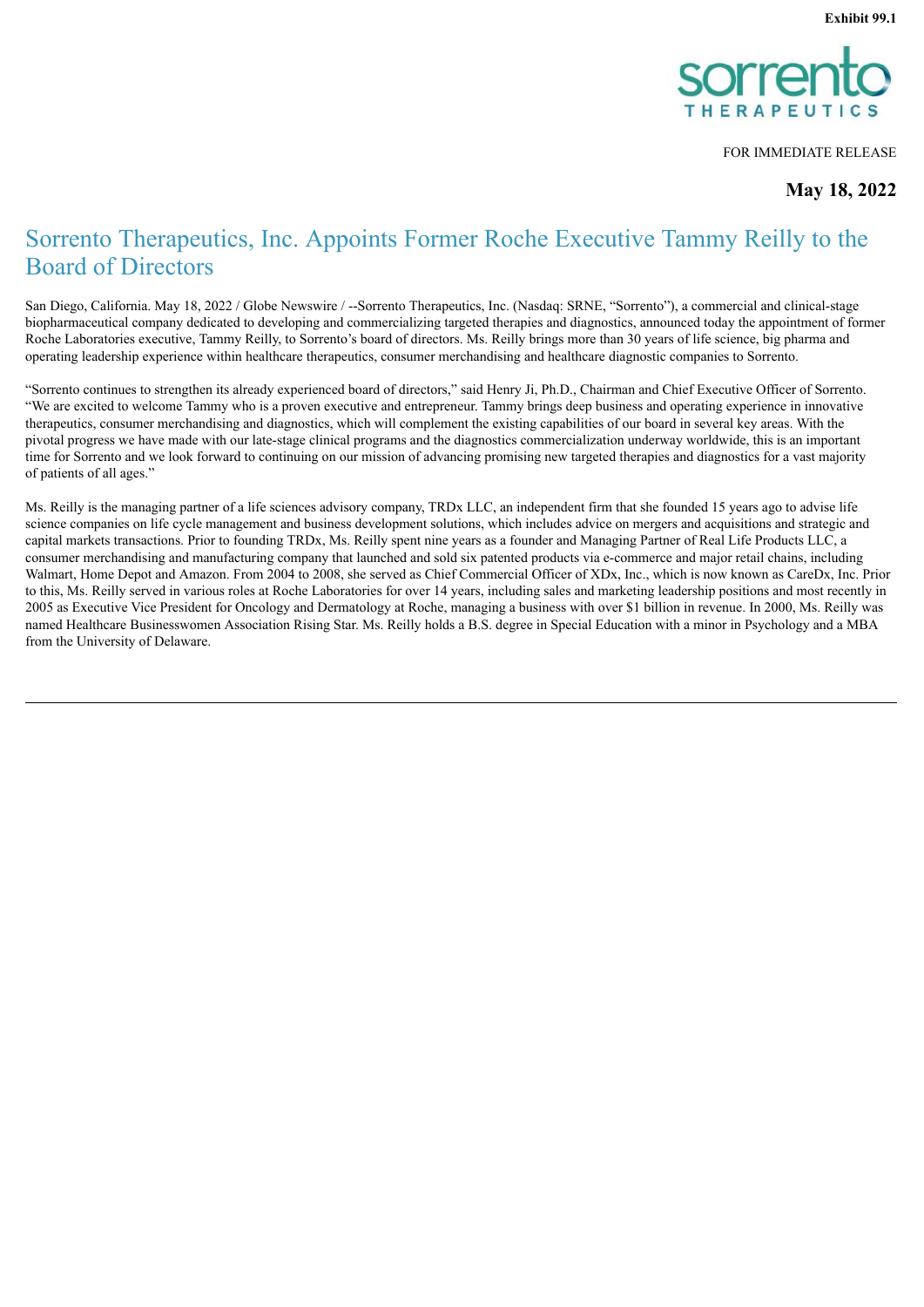**Exhibit 99.1**

FOR IMMEDIATE RELEASE

**May 18, 2022**

# Sorrento Therapeutics, Inc. Appoints Former Roche Executive Tammy Reilly to the Board of Directors

San Diego, California. May 18, 2022 / Globe Newswire / --Sorrento Therapeutics, Inc. (Nasdaq: SRNE, "Sorrento"), a commercial and clinical-stage biopharmaceutical company dedicated to developing and commercializing targeted therapies and diagnostics, announced today the appointment of former Roche Laboratories executive, Tammy Reilly, to Sorrento's board of directors. Ms. Reilly brings more than 30 years of life science, big pharma and operating leadership experience within healthcare therapeutics, consumer merchandising and healthcare diagnostic companies to Sorrento.

"Sorrento continues to strengthen its already experienced board of directors," said Henry Ji, Ph.D., Chairman and Chief Executive Officer of Sorrento. "We are excited to welcome Tammy who is a proven executive and entrepreneur. Tammy brings deep business and operating experience in innovative therapeutics, consumer merchandising and diagnostics, which will complement the existing capabilities of our board in several key areas. With the pivotal progress we have made with our late-stage clinical programs and the diagnostics commercialization underway worldwide, this is an important time for Sorrento and we look forward to continuing on our mission of advancing promising new targeted therapies and diagnostics for a vast majority of patients of all ages."

Ms. Reilly is the managing partner of a life sciences advisory company, TRDx LLC, an independent firm that she founded 15 years ago to advise life science companies on life cycle management and business development solutions, which includes advice on mergers and acquisitions and strategic and capital markets transactions. Prior to founding TRDx, Ms. Reilly spent nine years as a founder and Managing Partner of Real Life Products LLC, a consumer merchandising and manufacturing company that launched and sold six patented products via e-commerce and major retail chains, including Walmart, Home Depot and Amazon. From 2004 to 2008, she served as Chief Commercial Officer of XDx, Inc., which is now known as CareDx, Inc. Prior to this, Ms. Reilly served in various roles at Roche Laboratories for over 14 years, including sales and marketing leadership positions and most recently in 2005 as Executive Vice President for Oncology and Dermatology at Roche, managing a business with over $1 billion in revenue. In 2000, Ms. Reilly was named Healthcare Businesswomen Association Rising Star. Ms. Reilly holds a B.S. degree in Special Education with a minor in Psychology and a MBA from the University of Delaware.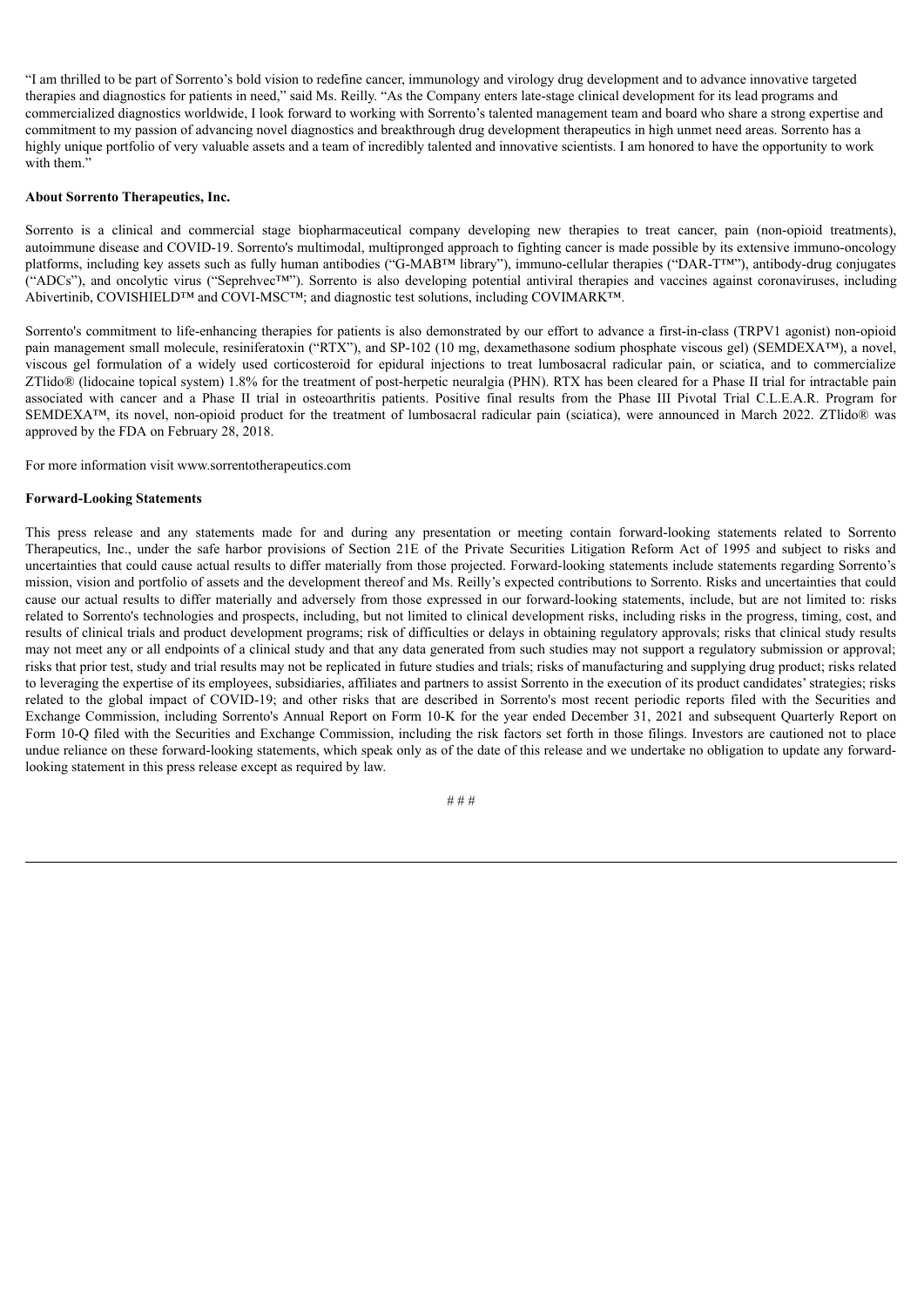"I am thrilled to be part of Sorrento's bold vision to redefine cancer, immunology and virology drug development and to advance innovative targeted therapies and diagnostics for patients in need," said Ms. Reilly. "As the Company enters late-stage clinical development for its lead programs and commercialized diagnostics worldwide, I look forward to working with Sorrento's talented management team and board who share a strong expertise and commitment to my passion of advancing novel diagnostics and breakthrough drug development therapeutics in high unmet need areas. Sorrento has a highly unique portfolio of very valuable assets and a team of incredibly talented and innovative scientists. I am honored to have the opportunity to work with them."

**About Sorrento Therapeutics, Inc.**

Sorrento is a clinical and commercial stage biopharmaceutical company developing new therapies to treat cancer, pain (non-opioid treatments), autoimmune disease and COVID-19. Sorrento's multimodal, multipronged approach to fighting cancer is made possible by its extensive immuno-oncology platforms, including key assets such as fully human antibodies ("G-MAB™ library"), immuno-cellular therapies ("DAR-T™"), antibody-drug conjugates ("ADCs"), and oncolytic virus ("Seprehvec™"). Sorrento is also developing potential antiviral therapies and vaccines against coronaviruses, including Abivertinib, COVISHIELD™ and COVI-MSC™; and diagnostic test solutions, including COVIMARK™.

Sorrento's commitment to life-enhancing therapies for patients is also demonstrated by our effort to advance a first-in-class (TRPV1 agonist) non-opioid pain management small molecule, resiniferatoxin ("RTX"), and SP-102 (10 mg, dexamethasone sodium phosphate viscous gel) (SEMDEXA™), a novel, viscous gel formulation of a widely used corticosteroid for epidural injections to treat lumbosacral radicular pain, or sciatica, and to commercialize ZTlido® (lidocaine topical system) 1.8% for the treatment of post-herpetic neuralgia (PHN). RTX has been cleared for a Phase II trial for intractable pain associated with cancer and a Phase II trial in osteoarthritis patients. Positive final results from the Phase III Pivotal Trial C.L.E.A.R. Program for SEMDEXA™, its novel, non-opioid product for the treatment of lumbosacral radicular pain (sciatica), were announced in March 2022. ZTlido® was approved by the FDA on February 28, 2018.

For more information visit www.sorrentotherapeutics.com

**Forward-Looking Statements**

This press release and any statements made for and during any presentation or meeting contain forward-looking statements related to Sorrento Therapeutics, Inc., under the safe harbor provisions of Section 21E of the Private Securities Litigation Reform Act of 1995 and subject to risks and uncertainties that could cause actual results to differ materially from those projected. Forward-looking statements include statements regarding Sorrento's mission, vision and portfolio of assets and the development thereof and Ms. Reilly's expected contributions to Sorrento. Risks and uncertainties that could cause our actual results to differ materially and adversely from those expressed in our forward-looking statements, include, but are not limited to: risks related to Sorrento's technologies and prospects, including, but not limited to clinical development risks, including risks in the progress, timing, cost, and results of clinical trials and product development programs; risk of difficulties or delays in obtaining regulatory approvals; risks that clinical study results may not meet any or all endpoints of a clinical study and that any data generated from such studies may not support a regulatory submission or approval; risks that prior test, study and trial results may not be replicated in future studies and trials; risks of manufacturing and supplying drug product; risks related to leveraging the expertise of its employees, subsidiaries, affiliates and partners to assist Sorrento in the execution of its product candidates' strategies; risks related to the global impact of COVID-19; and other risks that are described in Sorrento's most recent periodic reports filed with the Securities and Exchange Commission, including Sorrento's Annual Report on Form 10-K for the year ended December 31, 2021 and subsequent Quarterly Report on Form 10-Q filed with the Securities and Exchange Commission, including the risk factors set forth in those filings. Investors are cautioned not to place undue reliance on these forward-looking statements, which speak only as of the date of this release and we undertake no obligation to update any forward-looking statement in this press release except as required by law.

# # #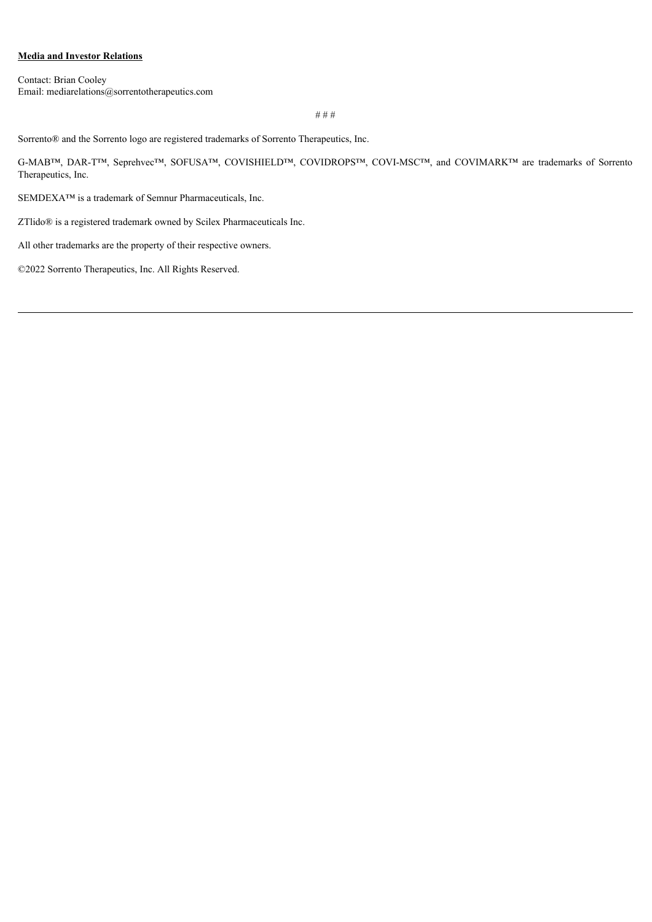**Media and Investor Relations**

Contact: Brian Cooley
Email: mediarelations@sorrentotherapeutics.com

# # #

Sorrento® and the Sorrento logo are registered trademarks of Sorrento Therapeutics, Inc.

G-MAB™, DAR-T™, Seprehvec™, SOFUSA™, COVISHIELD™, COVIDROPS™, COVI-MSC™, and COVIMARK™ are trademarks of Sorrento Therapeutics, Inc.

SEMDEXA™ is a trademark of Semnur Pharmaceuticals, Inc.

ZTlido® is a registered trademark owned by Scilex Pharmaceuticals Inc.

All other trademarks are the property of their respective owners.

©2022 Sorrento Therapeutics, Inc. All Rights Reserved.